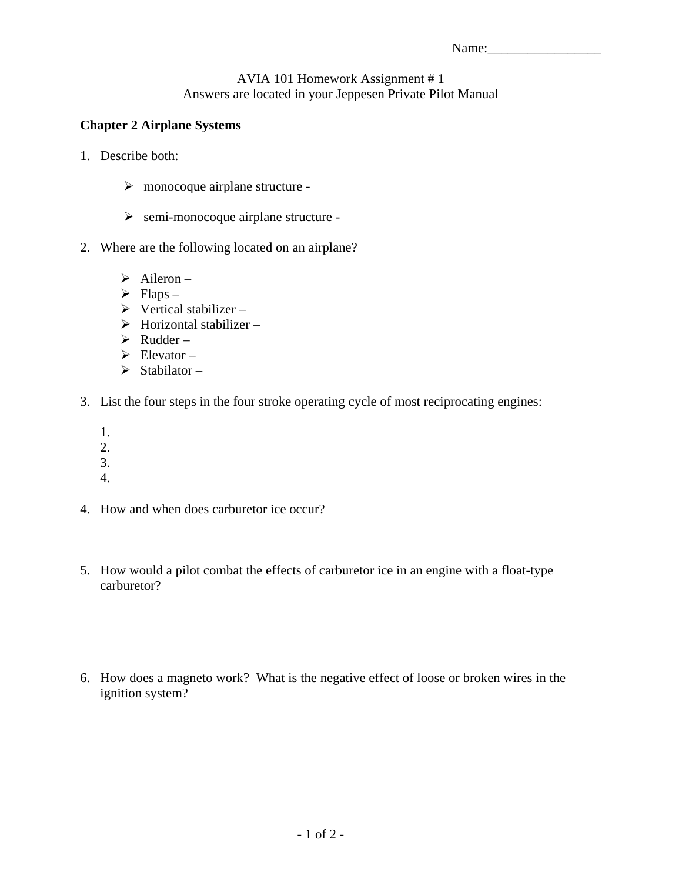Name:_________________

AVIA 101 Homework Assignment # 1
Answers are located in your Jeppesen Private Pilot Manual

**Chapter 2 Airplane Systems**

1. Describe both:

   - monocoque airplane structure -

   - semi-monocoque airplane structure -

2. Where are the following located on an airplane?

   - Aileron –
   - Flaps –
   - Vertical stabilizer –
   - Horizontal stabilizer –
   - Rudder –
   - Elevator –
   - Stabilator –

3. List the four steps in the four stroke operating cycle of most reciprocating engines:

   1.
   2.
   3.
   4.

4. How and when does carburetor ice occur?

5. How would a pilot combat the effects of carburetor ice in an engine with a float-type carburetor?

6. How does a magneto work? What is the negative effect of loose or broken wires in the ignition system?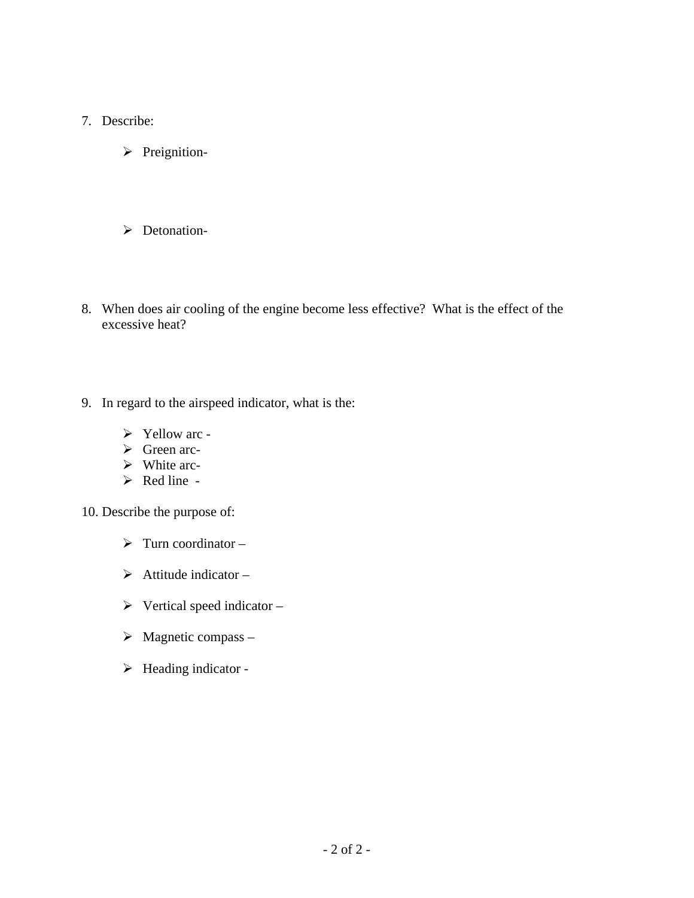7. Describe:

   - Preignition-

   - Detonation-

8. When does air cooling of the engine become less effective? What is the effect of the excessive heat?

9. In regard to the airspeed indicator, what is the:

   - Yellow arc -
   - Green arc-
   - White arc-
   - Red line -

10. Describe the purpose of:

    - Turn coordinator –

    - Attitude indicator –

    - Vertical speed indicator –

    - Magnetic compass –

    - Heading indicator -